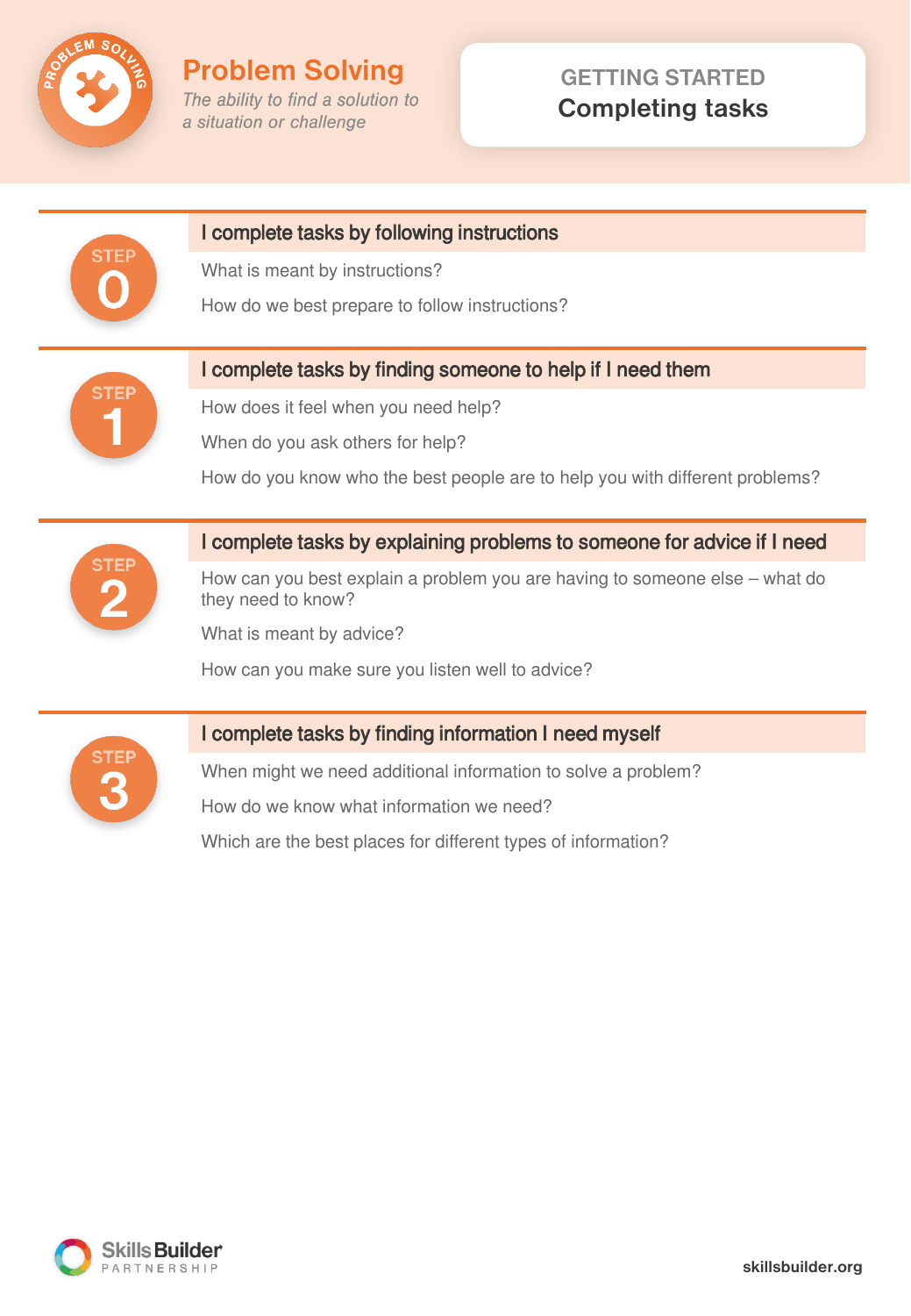# Problem Solving

*The ability to find a solution to a situation or challenge*

**GETTING STARTED**
**Completing tasks**

## STEP 0

### I complete tasks by following instructions

What is meant by instructions?

How do we best prepare to follow instructions?

## STEP 1

### I complete tasks by finding someone to help if I need them

How does it feel when you need help?

When do you ask others for help?

How do you know who the best people are to help you with different problems?

## STEP 2

### I complete tasks by explaining problems to someone for advice if I need

How can you best explain a problem you are having to someone else – what do they need to know?

What is meant by advice?

How can you make sure you listen well to advice?

## STEP 3

### I complete tasks by finding information I need myself

When might we need additional information to solve a problem?

How do we know what information we need?

Which are the best places for different types of information?

Skills Builder PARTNERSHIP

skillsbuilder.org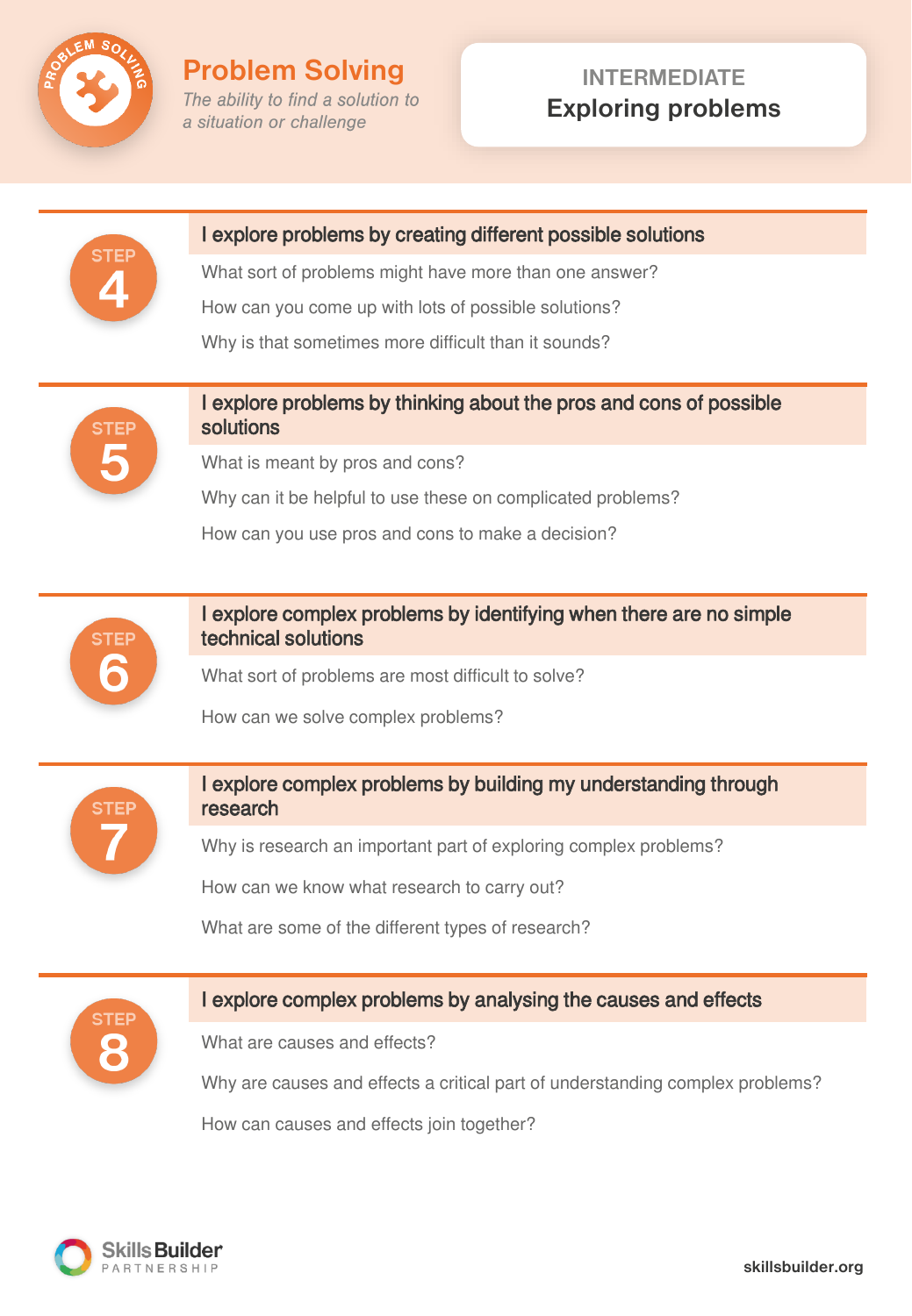# Problem Solving

*The ability to find a solution to a situation or challenge*

## INTERMEDIATE
## Exploring problems

### STEP 4
**I explore problems by creating different possible solutions**

What sort of problems might have more than one answer?

How can you come up with lots of possible solutions?

Why is that sometimes more difficult than it sounds?

### STEP 5
**I explore problems by thinking about the pros and cons of possible solutions**

What is meant by pros and cons?

Why can it be helpful to use these on complicated problems?

How can you use pros and cons to make a decision?

### STEP 6
**I explore complex problems by identifying when there are no simple technical solutions**

What sort of problems are most difficult to solve?

How can we solve complex problems?

### STEP 7
**I explore complex problems by building my understanding through research**

Why is research an important part of exploring complex problems?

How can we know what research to carry out?

What are some of the different types of research?

### STEP 8
**I explore complex problems by analysing the causes and effects**

What are causes and effects?

Why are causes and effects a critical part of understanding complex problems?

How can causes and effects join together?

Skills Builder PARTNERSHIP

skillsbuilder.org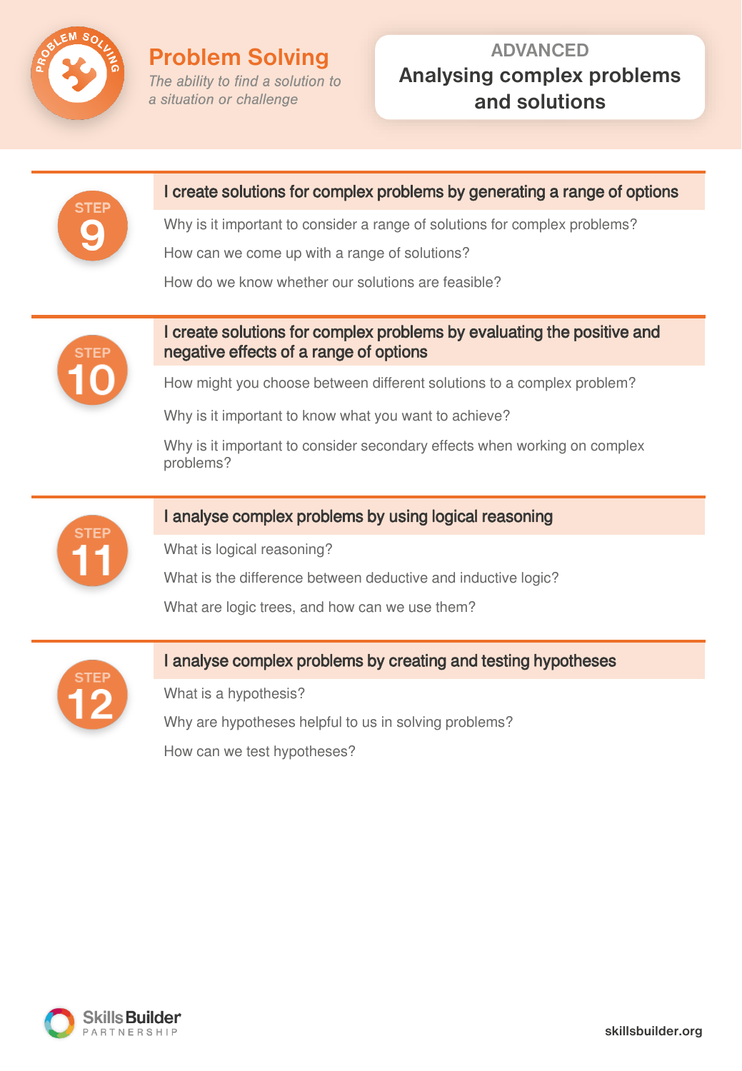# Problem Solving

*The ability to find a solution to a situation or challenge*

**ADVANCED**

**Analysing complex problems and solutions**

## STEP 9

### I create solutions for complex problems by generating a range of options

Why is it important to consider a range of solutions for complex problems?

How can we come up with a range of solutions?

How do we know whether our solutions are feasible?

## STEP 10

### I create solutions for complex problems by evaluating the positive and negative effects of a range of options

How might you choose between different solutions to a complex problem?

Why is it important to know what you want to achieve?

Why is it important to consider secondary effects when working on complex problems?

## STEP 11

### I analyse complex problems by using logical reasoning

What is logical reasoning?

What is the difference between deductive and inductive logic?

What are logic trees, and how can we use them?

## STEP 12

### I analyse complex problems by creating and testing hypotheses

What is a hypothesis?

Why are hypotheses helpful to us in solving problems?

How can we test hypotheses?

Skills Builder PARTNERSHIP

skillsbuilder.org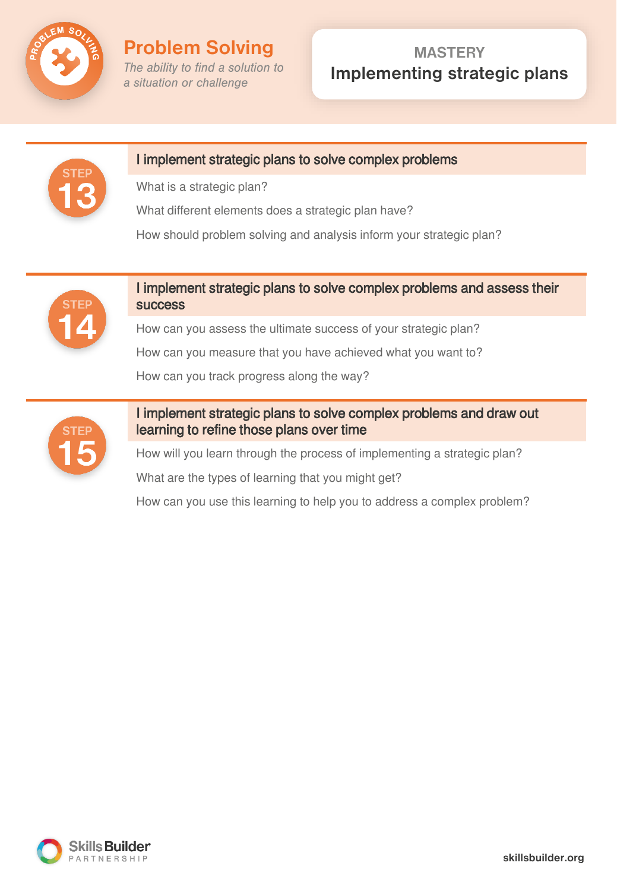# Problem Solving

*The ability to find a solution to a situation or challenge*

**MASTERY**
**Implementing strategic plans**

## STEP 13

### I implement strategic plans to solve complex problems

What is a strategic plan?

What different elements does a strategic plan have?

How should problem solving and analysis inform your strategic plan?

## STEP 14

### I implement strategic plans to solve complex problems and assess their success

How can you assess the ultimate success of your strategic plan?

How can you measure that you have achieved what you want to?

How can you track progress along the way?

## STEP 15

### I implement strategic plans to solve complex problems and draw out learning to refine those plans over time

How will you learn through the process of implementing a strategic plan?

What are the types of learning that you might get?

How can you use this learning to help you to address a complex problem?

Skills Builder PARTNERSHIP

skillsbuilder.org